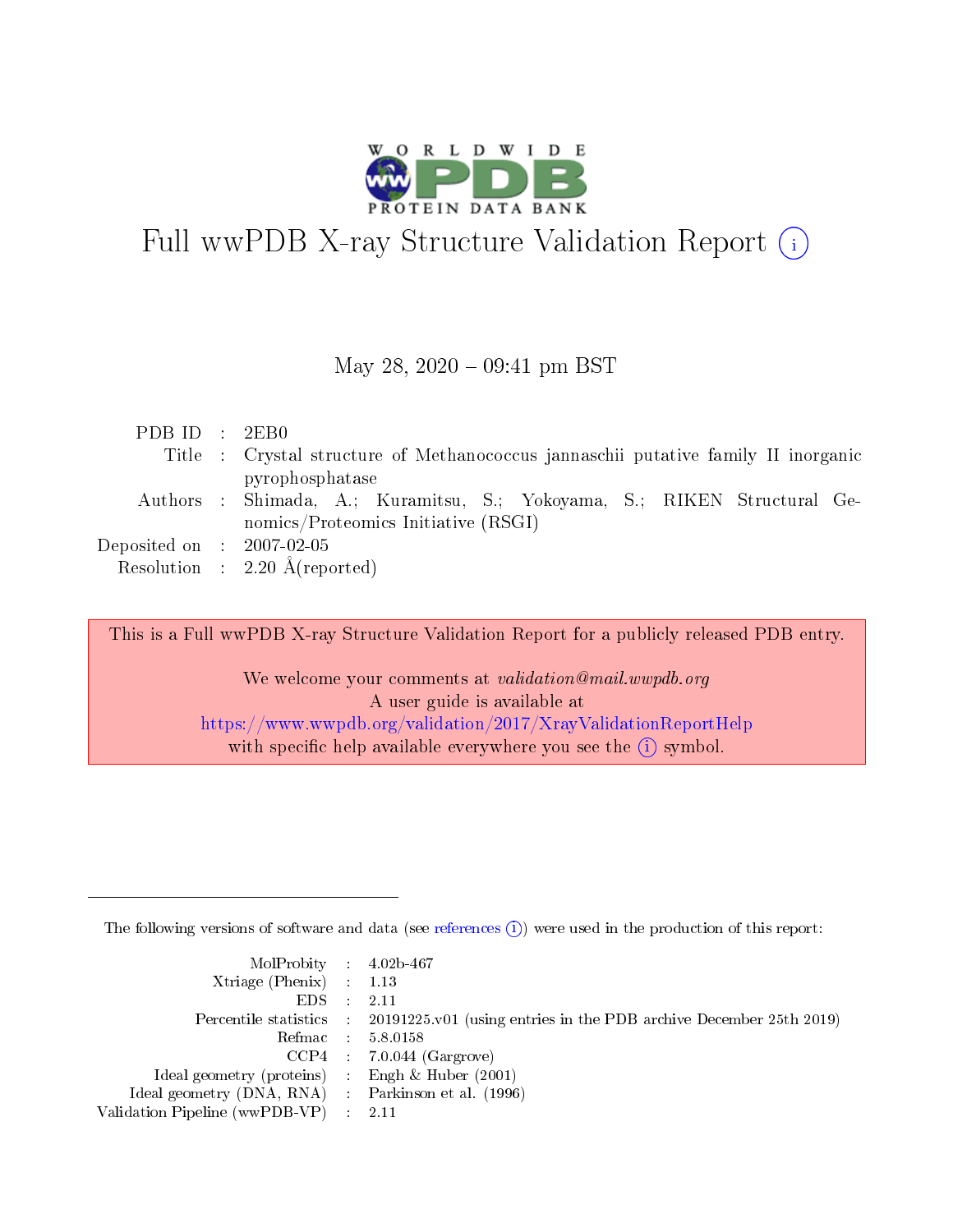# Full wwPDB X-ray Structure Validation Report

May 28, 2020 – 09:41 pm BST

| | | |
|---|---|---|
| PDB ID | : | 2EB0 |
| Title | : | Crystal structure of Methanococcus jannaschii putative family II inorganic pyrophosphatase |
| Authors | : | Shimada, A.; Kuramitsu, S.; Yokoyama, S.; RIKEN Structural Genomics/Proteomics Initiative (RSGI) |
| Deposited on | : | 2007-02-05 |
| Resolution | : | 2.20 Å(reported) |

This is a Full wwPDB X-ray Structure Validation Report for a publicly released PDB entry.

We welcome your comments at *validation@mail.wwpdb.org*
A user guide is available at
https://www.wwpdb.org/validation/2017/XrayValidationReportHelp
with specific help available everywhere you see the (i) symbol.

The following versions of software and data (see references (i)) were used in the production of this report:

| | | |
|---|---|---|
| MolProbity | : | 4.02b-467 |
| Xtriage (Phenix) | : | 1.13 |
| EDS | : | 2.11 |
| Percentile statistics | : | 20191225.v01 (using entries in the PDB archive December 25th 2019) |
| Refmac | : | 5.8.0158 |
| CCP4 | : | 7.0.044 (Gargrove) |
| Ideal geometry (proteins) | : | Engh & Huber (2001) |
| Ideal geometry (DNA, RNA) | : | Parkinson et al. (1996) |
| Validation Pipeline (wwPDB-VP) | : | 2.11 |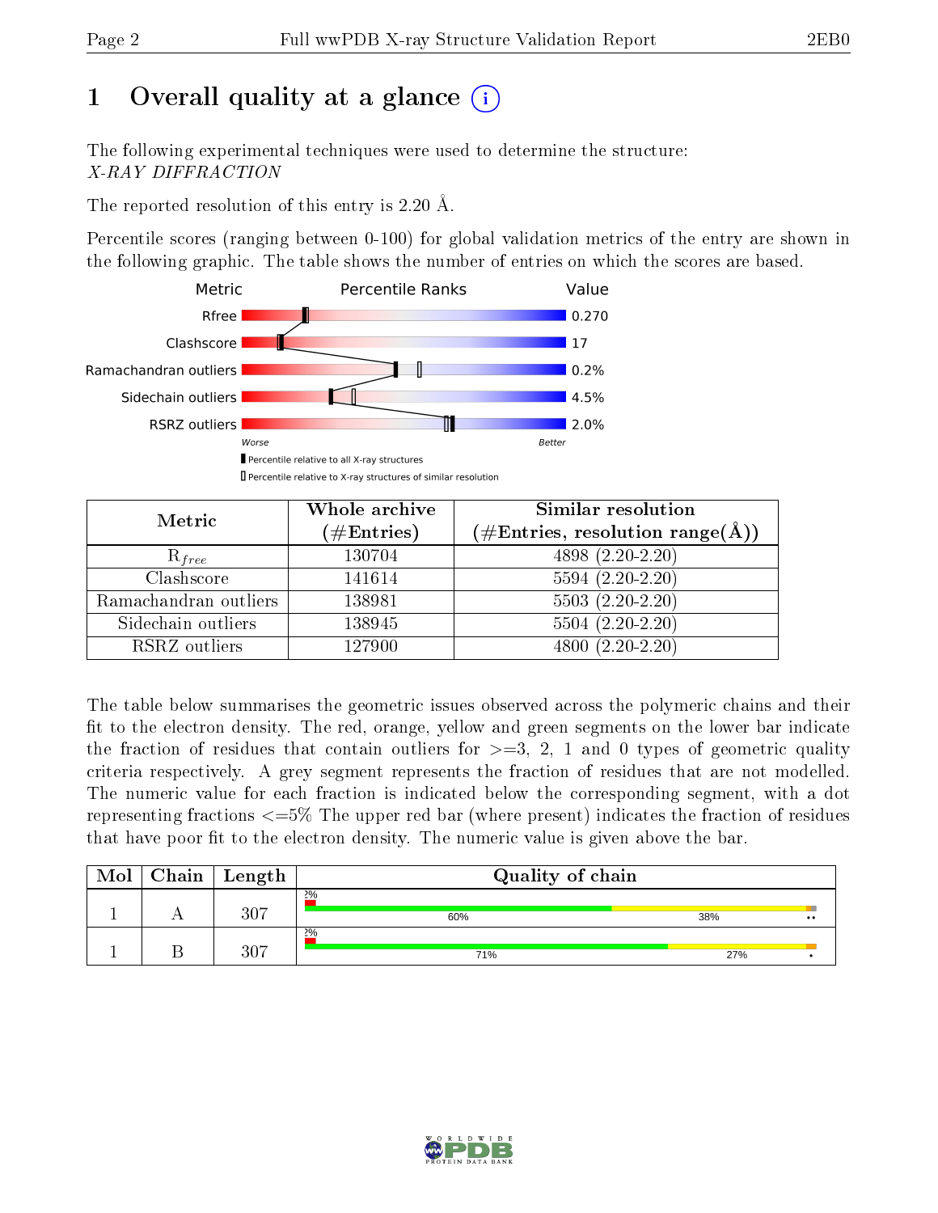# 1 Overall quality at a glance

The following experimental techniques were used to determine the structure:
*X-RAY DIFFRACTION*

The reported resolution of this entry is 2.20 Å.

Percentile scores (ranging between 0-100) for global validation metrics of the entry are shown in the following graphic. The table shows the number of entries on which the scores are based.

| Metric | Value |
|---|---|
| Rfree | 0.270 |
| Clashscore | 17 |
| Ramachandran outliers | 0.2% |
| Sidechain outliers | 4.5% |
| RSRZ outliers | 2.0% |

Worse — Better

Percentile relative to all X-ray structures
Percentile relative to X-ray structures of similar resolution

| Metric | Whole archive (#Entries) | Similar resolution (#Entries, resolution range(Å)) |
|---|---|---|
| $R_{free}$ | 130704 | 4898 (2.20-2.20) |
| Clashscore | 141614 | 5594 (2.20-2.20) |
| Ramachandran outliers | 138981 | 5503 (2.20-2.20) |
| Sidechain outliers | 138945 | 5504 (2.20-2.20) |
| RSRZ outliers | 127900 | 4800 (2.20-2.20) |

The table below summarises the geometric issues observed across the polymeric chains and their fit to the electron density. The red, orange, yellow and green segments on the lower bar indicate the fraction of residues that contain outliers for >=3, 2, 1 and 0 types of geometric quality criteria respectively. A grey segment represents the fraction of residues that are not modelled. The numeric value for each fraction is indicated below the corresponding segment, with a dot representing fractions <=5% The upper red bar (where present) indicates the fraction of residues that have poor fit to the electron density. The numeric value is given above the bar.

| Mol | Chain | Length | Quality of chain |
|---|---|---|---|
| 1 | A | 307 | 2%; 60%, 38%, •• |
| 1 | B | 307 | 2%; 71%, 27%, • |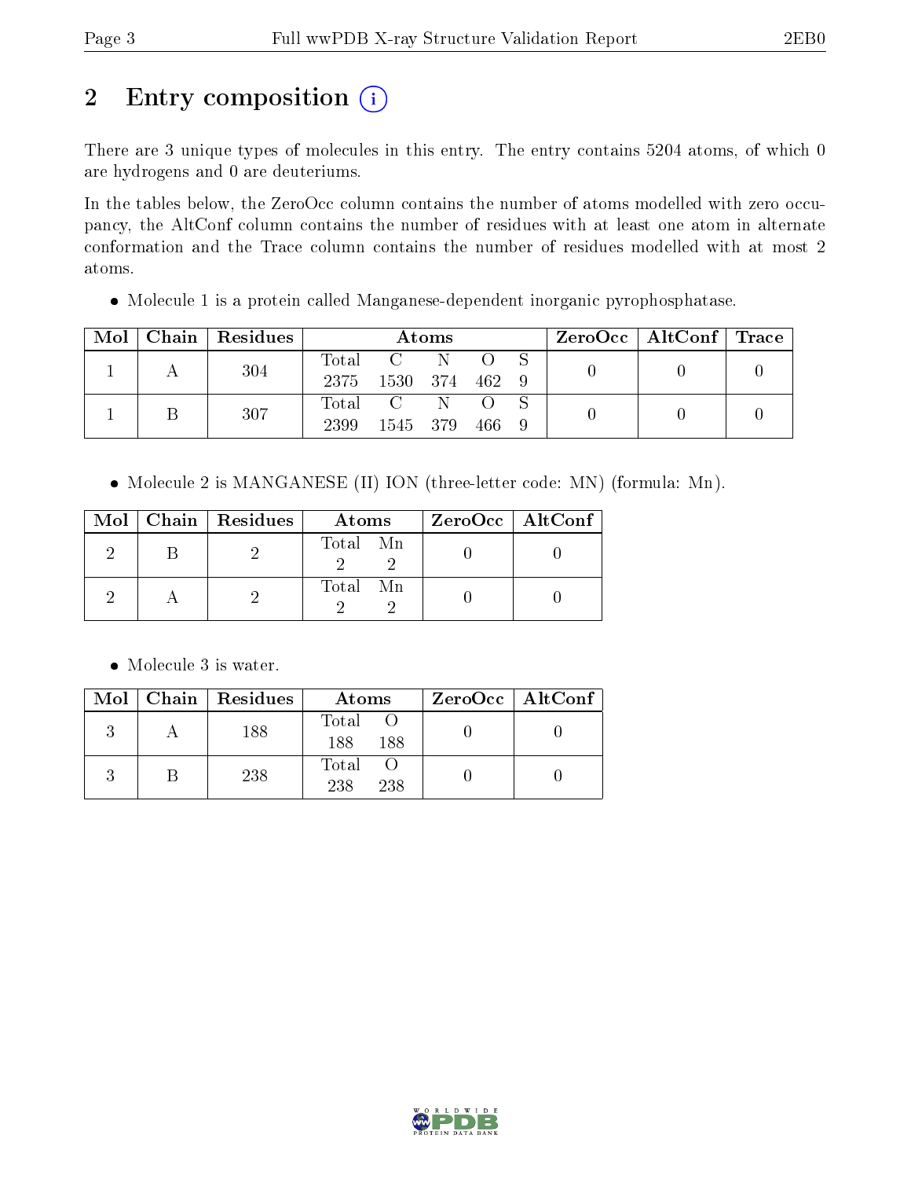## 2 Entry composition (i)

There are 3 unique types of molecules in this entry. The entry contains 5204 atoms, of which 0 are hydrogens and 0 are deuteriums.

In the tables below, the ZeroOcc column contains the number of atoms modelled with zero occupancy, the AltConf column contains the number of residues with at least one atom in alternate conformation and the Trace column contains the number of residues modelled with at most 2 atoms.

- Molecule 1 is a protein called Manganese-dependent inorganic pyrophosphatase.

| Mol | Chain | Residues | Atoms | | | | | ZeroOcc | AltConf | Trace |
|---|---|---|---|---|---|---|---|---|---|---|
| 1 | A | 304 | Total<br>2375 | C<br>1530 | N<br>374 | O<br>462 | S<br>9 | 0 | 0 | 0 |
| 1 | B | 307 | Total<br>2399 | C<br>1545 | N<br>379 | O<br>466 | S<br>9 | 0 | 0 | 0 |

- Molecule 2 is MANGANESE (II) ION (three-letter code: MN) (formula: Mn).

| Mol | Chain | Residues | Atoms | | ZeroOcc | AltConf |
|---|---|---|---|---|---|---|
| 2 | B | 2 | Total<br>2 | Mn<br>2 | 0 | 0 |
| 2 | A | 2 | Total<br>2 | Mn<br>2 | 0 | 0 |

- Molecule 3 is water.

| Mol | Chain | Residues | Atoms | | ZeroOcc | AltConf |
|---|---|---|---|---|---|---|
| 3 | A | 188 | Total<br>188 | O<br>188 | 0 | 0 |
| 3 | B | 238 | Total<br>238 | O<br>238 | 0 | 0 |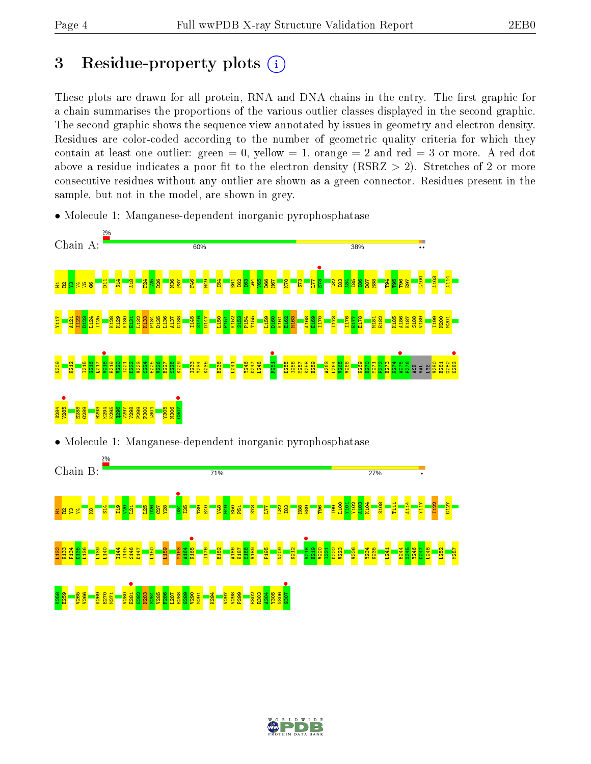# 3 Residue-property plots

These plots are drawn for all protein, RNA and DNA chains in the entry. The first graphic for a chain summarises the proportions of the various outlier classes displayed in the second graphic. The second graphic shows the sequence view annotated by issues in geometry and electron density. Residues are color-coded according to the number of geometric quality criteria for which they contain at least one outlier: green = 0, yellow = 1, orange = 2 and red = 3 or more. A red dot above a residue indicates a poor fit to the electron density (RSRZ > 2). Stretches of 2 or more consecutive residues without any outlier are shown as a green connector. Residues present in the sample, but not in the model, are shown in grey.

- Molecule 1: Manganese-dependent inorganic pyrophosphatase

Chain A: 2% | 60% | 38%

- Molecule 1: Manganese-dependent inorganic pyrophosphatase

Chain B: 2% | 71% | 27%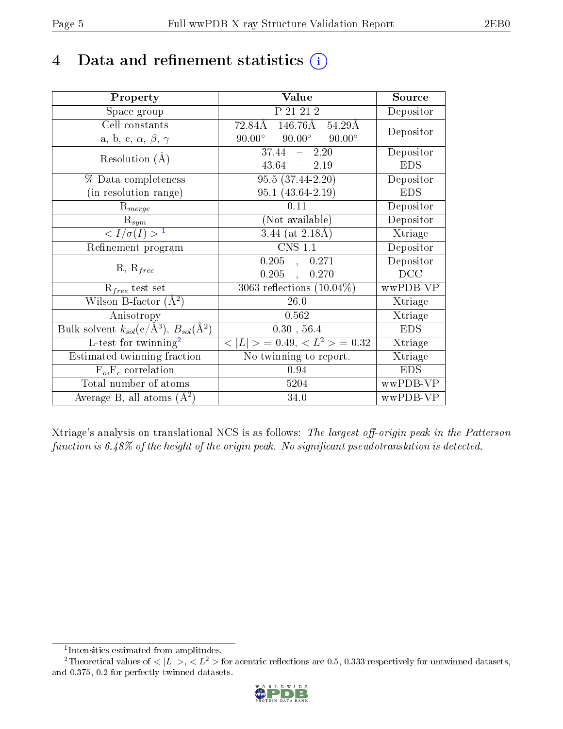# 4 Data and refinement statistics (i)

| Property | Value | Source |
|---|---|---|
| Space group | P 21 21 2 | Depositor |
| Cell constants<br>a, b, c, $\alpha$, $\beta$, $\gamma$ | 72.84Å 146.76Å 54.29Å<br>90.00° 90.00° 90.00° | Depositor |
| Resolution (Å) | 37.44 – 2.20<br>43.64 – 2.19 | Depositor<br>EDS |
| % Data completeness<br>(in resolution range) | 95.5 (37.44-2.20)<br>95.1 (43.64-2.19) | Depositor<br>EDS |
| $R_{merge}$ | 0.11 | Depositor |
| $R_{sym}$ | (Not available) | Depositor |
| $< I/\sigma(I) >$ [1] | 3.44 (at 2.18Å) | Xtriage |
| Refinement program | CNS 1.1 | Depositor |
| R, $R_{free}$ | 0.205 , 0.271<br>0.205 , 0.270 | Depositor<br>DCC |
| $R_{free}$ test set | 3063 reflections (10.04%) | wwPDB-VP |
| Wilson B-factor (Å$^2$) | 26.0 | Xtriage |
| Anisotropy | 0.562 | Xtriage |
| Bulk solvent $k_{sol}$(e/Å$^3$), $B_{sol}$(Å$^2$) | 0.30 , 56.4 | EDS |
| L-test for twinning[2] | $< \|L\| >$ = 0.49, $< L^2 >$ = 0.32 | Xtriage |
| Estimated twinning fraction | No twinning to report. | Xtriage |
| $F_o$,$F_c$ correlation | 0.94 | EDS |
| Total number of atoms | 5204 | wwPDB-VP |
| Average B, all atoms (Å$^2$) | 34.0 | wwPDB-VP |

Xtriage's analysis on translational NCS is as follows: *The largest off-origin peak in the Patterson function is 6.48% of the height of the origin peak. No significant pseudotranslation is detected.*

[1] Intensities estimated from amplitudes.

[2] Theoretical values of $< |L| >$, $< L^2 >$ for acentric reflections are 0.5, 0.333 respectively for untwinned datasets, and 0.375, 0.2 for perfectly twinned datasets.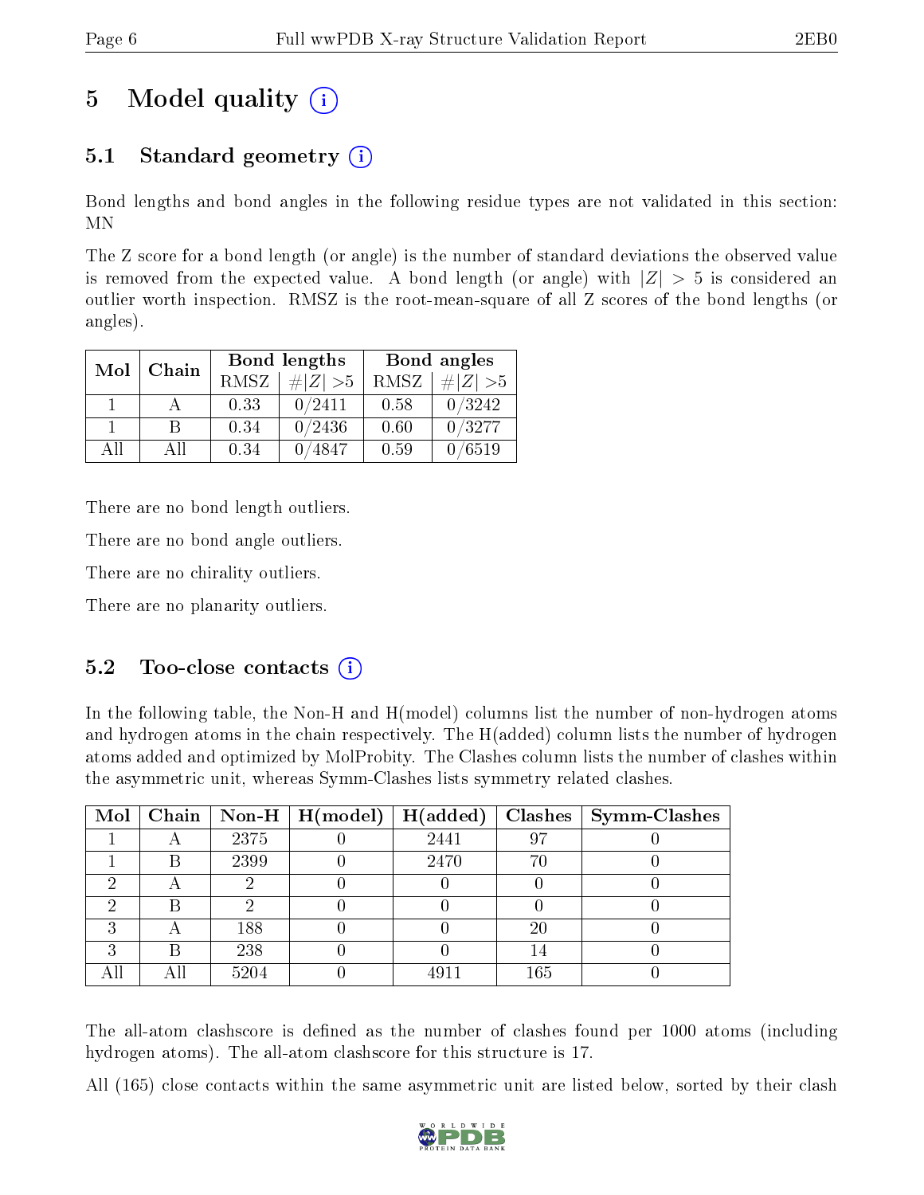# 5 Model quality (i)

## 5.1 Standard geometry (i)

Bond lengths and bond angles in the following residue types are not validated in this section: MN

The Z score for a bond length (or angle) is the number of standard deviations the observed value is removed from the expected value. A bond length (or angle) with $|Z| > 5$ is considered an outlier worth inspection. RMSZ is the root-mean-square of all Z scores of the bond lengths (or angles).

| Mol | Chain | Bond lengths | | Bond angles | |
|---|---|---|---|---|---|
| | | RMSZ | $\#\|Z\| > 5$ | RMSZ | $\#\|Z\| > 5$ |
| 1 | A | 0.33 | 0/2411 | 0.58 | 0/3242 |
| 1 | B | 0.34 | 0/2436 | 0.60 | 0/3277 |
| All | All | 0.34 | 0/4847 | 0.59 | 0/6519 |

There are no bond length outliers.

There are no bond angle outliers.

There are no chirality outliers.

There are no planarity outliers.

## 5.2 Too-close contacts (i)

In the following table, the Non-H and H(model) columns list the number of non-hydrogen atoms and hydrogen atoms in the chain respectively. The H(added) column lists the number of hydrogen atoms added and optimized by MolProbity. The Clashes column lists the number of clashes within the asymmetric unit, whereas Symm-Clashes lists symmetry related clashes.

| Mol | Chain | Non-H | H(model) | H(added) | Clashes | Symm-Clashes |
|---|---|---|---|---|---|---|
| 1 | A | 2375 | 0 | 2441 | 97 | 0 |
| 1 | B | 2399 | 0 | 2470 | 70 | 0 |
| 2 | A | 2 | 0 | 0 | 0 | 0 |
| 2 | B | 2 | 0 | 0 | 0 | 0 |
| 3 | A | 188 | 0 | 0 | 20 | 0 |
| 3 | B | 238 | 0 | 0 | 14 | 0 |
| All | All | 5204 | 0 | 4911 | 165 | 0 |

The all-atom clashscore is defined as the number of clashes found per 1000 atoms (including hydrogen atoms). The all-atom clashscore for this structure is 17.

All (165) close contacts within the same asymmetric unit are listed below, sorted by their clash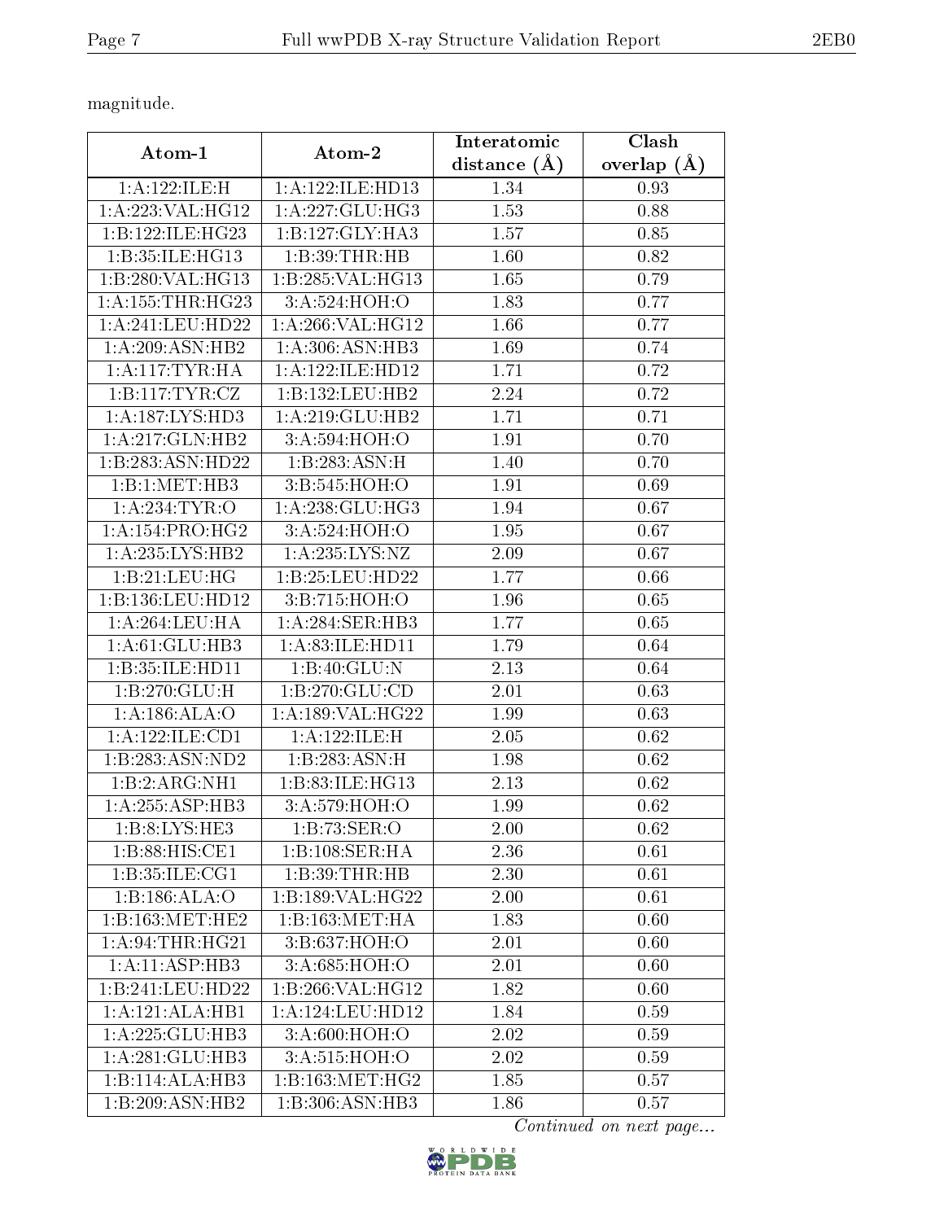magnitude.

| Atom-1 | Atom-2 | Interatomic distance (Å) | Clash overlap (Å) |
|---|---|---|---|
| 1:A:122:ILE:H | 1:A:122:ILE:HD13 | 1.34 | 0.93 |
| 1:A:223:VAL:HG12 | 1:A:227:GLU:HG3 | 1.53 | 0.88 |
| 1:B:122:ILE:HG23 | 1:B:127:GLY:HA3 | 1.57 | 0.85 |
| 1:B:35:ILE:HG13 | 1:B:39:THR:HB | 1.60 | 0.82 |
| 1:B:280:VAL:HG13 | 1:B:285:VAL:HG13 | 1.65 | 0.79 |
| 1:A:155:THR:HG23 | 3:A:524:HOH:O | 1.83 | 0.77 |
| 1:A:241:LEU:HD22 | 1:A:266:VAL:HG12 | 1.66 | 0.77 |
| 1:A:209:ASN:HB2 | 1:A:306:ASN:HB3 | 1.69 | 0.74 |
| 1:A:117:TYR:HA | 1:A:122:ILE:HD12 | 1.71 | 0.72 |
| 1:B:117:TYR:CZ | 1:B:132:LEU:HB2 | 2.24 | 0.72 |
| 1:A:187:LYS:HD3 | 1:A:219:GLU:HB2 | 1.71 | 0.71 |
| 1:A:217:GLN:HB2 | 3:A:594:HOH:O | 1.91 | 0.70 |
| 1:B:283:ASN:HD22 | 1:B:283:ASN:H | 1.40 | 0.70 |
| 1:B:1:MET:HB3 | 3:B:545:HOH:O | 1.91 | 0.69 |
| 1:A:234:TYR:O | 1:A:238:GLU:HG3 | 1.94 | 0.67 |
| 1:A:154:PRO:HG2 | 3:A:524:HOH:O | 1.95 | 0.67 |
| 1:A:235:LYS:HB2 | 1:A:235:LYS:NZ | 2.09 | 0.67 |
| 1:B:21:LEU:HG | 1:B:25:LEU:HD22 | 1.77 | 0.66 |
| 1:B:136:LEU:HD12 | 3:B:715:HOH:O | 1.96 | 0.65 |
| 1:A:264:LEU:HA | 1:A:284:SER:HB3 | 1.77 | 0.65 |
| 1:A:61:GLU:HB3 | 1:A:83:ILE:HD11 | 1.79 | 0.64 |
| 1:B:35:ILE:HD11 | 1:B:40:GLU:N | 2.13 | 0.64 |
| 1:B:270:GLU:H | 1:B:270:GLU:CD | 2.01 | 0.63 |
| 1:A:186:ALA:O | 1:A:189:VAL:HG22 | 1.99 | 0.63 |
| 1:A:122:ILE:CD1 | 1:A:122:ILE:H | 2.05 | 0.62 |
| 1:B:283:ASN:ND2 | 1:B:283:ASN:H | 1.98 | 0.62 |
| 1:B:2:ARG:NH1 | 1:B:83:ILE:HG13 | 2.13 | 0.62 |
| 1:A:255:ASP:HB3 | 3:A:579:HOH:O | 1.99 | 0.62 |
| 1:B:8:LYS:HE3 | 1:B:73:SER:O | 2.00 | 0.62 |
| 1:B:88:HIS:CE1 | 1:B:108:SER:HA | 2.36 | 0.61 |
| 1:B:35:ILE:CG1 | 1:B:39:THR:HB | 2.30 | 0.61 |
| 1:B:186:ALA:O | 1:B:189:VAL:HG22 | 2.00 | 0.61 |
| 1:B:163:MET:HE2 | 1:B:163:MET:HA | 1.83 | 0.60 |
| 1:A:94:THR:HG21 | 3:B:637:HOH:O | 2.01 | 0.60 |
| 1:A:11:ASP:HB3 | 3:A:685:HOH:O | 2.01 | 0.60 |
| 1:B:241:LEU:HD22 | 1:B:266:VAL:HG12 | 1.82 | 0.60 |
| 1:A:121:ALA:HB1 | 1:A:124:LEU:HD12 | 1.84 | 0.59 |
| 1:A:225:GLU:HB3 | 3:A:600:HOH:O | 2.02 | 0.59 |
| 1:A:281:GLU:HB3 | 3:A:515:HOH:O | 2.02 | 0.59 |
| 1:B:114:ALA:HB3 | 1:B:163:MET:HG2 | 1.85 | 0.57 |
| 1:B:209:ASN:HB2 | 1:B:306:ASN:HB3 | 1.86 | 0.57 |

*Continued on next page...*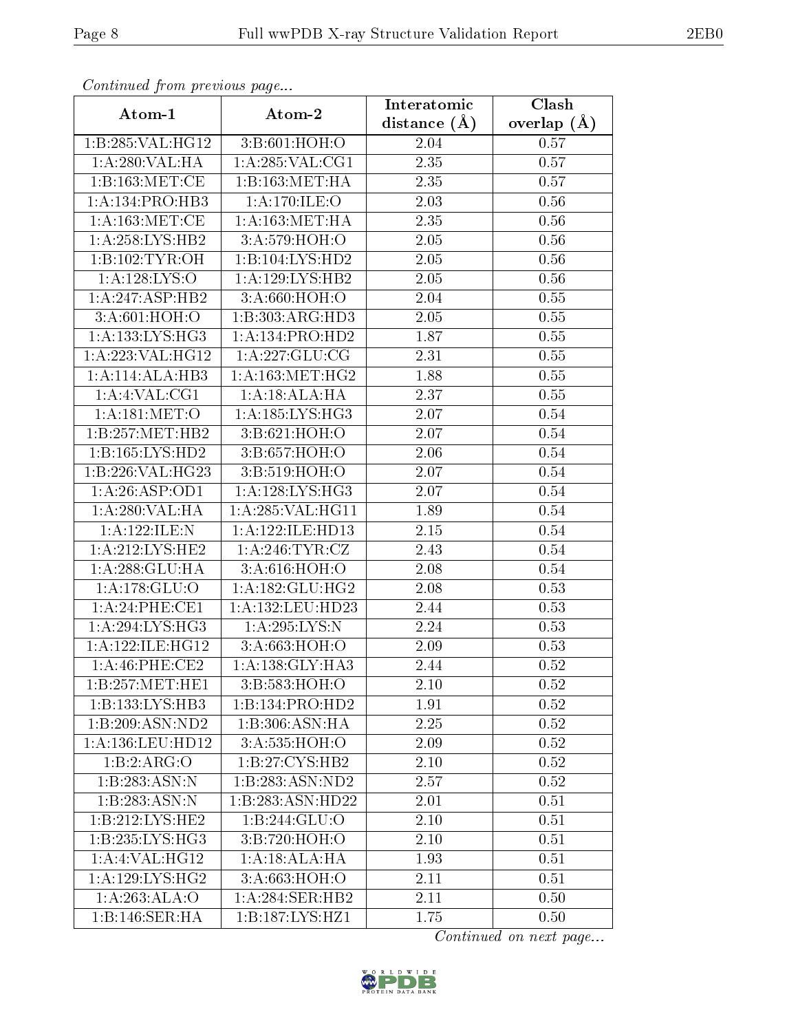*Continued from previous page...*

| Atom-1 | Atom-2 | Interatomic distance (Å) | Clash overlap (Å) |
|---|---|---|---|
| 1:B:285:VAL:HG12 | 3:B:601:HOH:O | 2.04 | 0.57 |
| 1:A:280:VAL:HA | 1:A:285:VAL:CG1 | 2.35 | 0.57 |
| 1:B:163:MET:CE | 1:B:163:MET:HA | 2.35 | 0.57 |
| 1:A:134:PRO:HB3 | 1:A:170:ILE:O | 2.03 | 0.56 |
| 1:A:163:MET:CE | 1:A:163:MET:HA | 2.35 | 0.56 |
| 1:A:258:LYS:HB2 | 3:A:579:HOH:O | 2.05 | 0.56 |
| 1:B:102:TYR:OH | 1:B:104:LYS:HD2 | 2.05 | 0.56 |
| 1:A:128:LYS:O | 1:A:129:LYS:HB2 | 2.05 | 0.56 |
| 1:A:247:ASP:HB2 | 3:A:660:HOH:O | 2.04 | 0.55 |
| 3:A:601:HOH:O | 1:B:303:ARG:HD3 | 2.05 | 0.55 |
| 1:A:133:LYS:HG3 | 1:A:134:PRO:HD2 | 1.87 | 0.55 |
| 1:A:223:VAL:HG12 | 1:A:227:GLU:CG | 2.31 | 0.55 |
| 1:A:114:ALA:HB3 | 1:A:163:MET:HG2 | 1.88 | 0.55 |
| 1:A:4:VAL:CG1 | 1:A:18:ALA:HA | 2.37 | 0.55 |
| 1:A:181:MET:O | 1:A:185:LYS:HG3 | 2.07 | 0.54 |
| 1:B:257:MET:HB2 | 3:B:621:HOH:O | 2.07 | 0.54 |
| 1:B:165:LYS:HD2 | 3:B:657:HOH:O | 2.06 | 0.54 |
| 1:B:226:VAL:HG23 | 3:B:519:HOH:O | 2.07 | 0.54 |
| 1:A:26:ASP:OD1 | 1:A:128:LYS:HG3 | 2.07 | 0.54 |
| 1:A:280:VAL:HA | 1:A:285:VAL:HG11 | 1.89 | 0.54 |
| 1:A:122:ILE:N | 1:A:122:ILE:HD13 | 2.15 | 0.54 |
| 1:A:212:LYS:HE2 | 1:A:246:TYR:CZ | 2.43 | 0.54 |
| 1:A:288:GLU:HA | 3:A:616:HOH:O | 2.08 | 0.54 |
| 1:A:178:GLU:O | 1:A:182:GLU:HG2 | 2.08 | 0.53 |
| 1:A:24:PHE:CE1 | 1:A:132:LEU:HD23 | 2.44 | 0.53 |
| 1:A:294:LYS:HG3 | 1:A:295:LYS:N | 2.24 | 0.53 |
| 1:A:122:ILE:HG12 | 3:A:663:HOH:O | 2.09 | 0.53 |
| 1:A:46:PHE:CE2 | 1:A:138:GLY:HA3 | 2.44 | 0.52 |
| 1:B:257:MET:HE1 | 3:B:583:HOH:O | 2.10 | 0.52 |
| 1:B:133:LYS:HB3 | 1:B:134:PRO:HD2 | 1.91 | 0.52 |
| 1:B:209:ASN:ND2 | 1:B:306:ASN:HA | 2.25 | 0.52 |
| 1:A:136:LEU:HD12 | 3:A:535:HOH:O | 2.09 | 0.52 |
| 1:B:2:ARG:O | 1:B:27:CYS:HB2 | 2.10 | 0.52 |
| 1:B:283:ASN:N | 1:B:283:ASN:ND2 | 2.57 | 0.52 |
| 1:B:283:ASN:N | 1:B:283:ASN:HD22 | 2.01 | 0.51 |
| 1:B:212:LYS:HE2 | 1:B:244:GLU:O | 2.10 | 0.51 |
| 1:B:235:LYS:HG3 | 3:B:720:HOH:O | 2.10 | 0.51 |
| 1:A:4:VAL:HG12 | 1:A:18:ALA:HA | 1.93 | 0.51 |
| 1:A:129:LYS:HG2 | 3:A:663:HOH:O | 2.11 | 0.51 |
| 1:A:263:ALA:O | 1:A:284:SER:HB2 | 2.11 | 0.50 |
| 1:B:146:SER:HA | 1:B:187:LYS:HZ1 | 1.75 | 0.50 |

*Continued on next page...*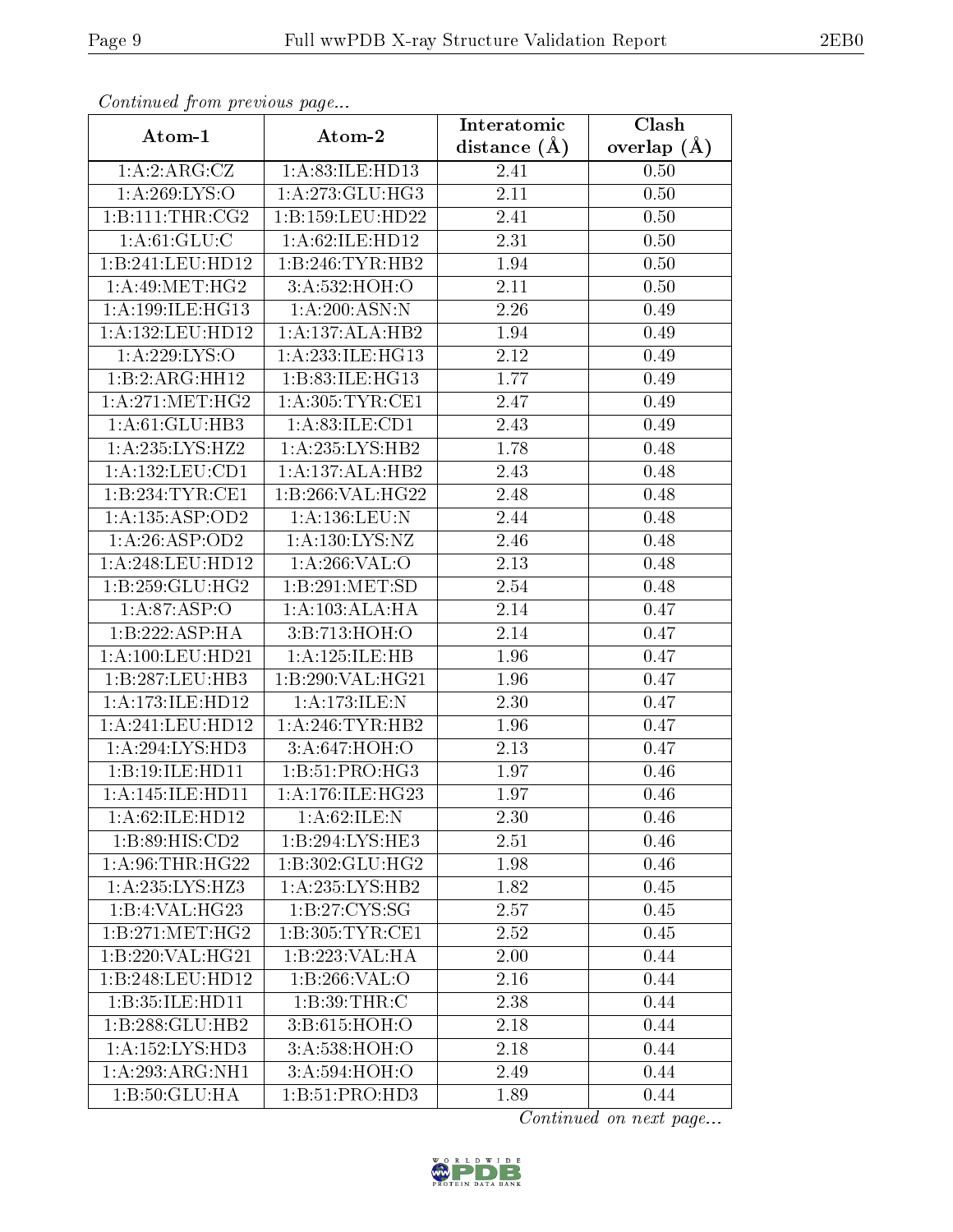*Continued from previous page...*

| Atom-1 | Atom-2 | Interatomic distance (Å) | Clash overlap (Å) |
|---|---|---|---|
| 1:A:2:ARG:CZ | 1:A:83:ILE:HD13 | 2.41 | 0.50 |
| 1:A:269:LYS:O | 1:A:273:GLU:HG3 | 2.11 | 0.50 |
| 1:B:111:THR:CG2 | 1:B:159:LEU:HD22 | 2.41 | 0.50 |
| 1:A:61:GLU:C | 1:A:62:ILE:HD12 | 2.31 | 0.50 |
| 1:B:241:LEU:HD12 | 1:B:246:TYR:HB2 | 1.94 | 0.50 |
| 1:A:49:MET:HG2 | 3:A:532:HOH:O | 2.11 | 0.50 |
| 1:A:199:ILE:HG13 | 1:A:200:ASN:N | 2.26 | 0.49 |
| 1:A:132:LEU:HD12 | 1:A:137:ALA:HB2 | 1.94 | 0.49 |
| 1:A:229:LYS:O | 1:A:233:ILE:HG13 | 2.12 | 0.49 |
| 1:B:2:ARG:HH12 | 1:B:83:ILE:HG13 | 1.77 | 0.49 |
| 1:A:271:MET:HG2 | 1:A:305:TYR:CE1 | 2.47 | 0.49 |
| 1:A:61:GLU:HB3 | 1:A:83:ILE:CD1 | 2.43 | 0.49 |
| 1:A:235:LYS:HZ2 | 1:A:235:LYS:HB2 | 1.78 | 0.48 |
| 1:A:132:LEU:CD1 | 1:A:137:ALA:HB2 | 2.43 | 0.48 |
| 1:B:234:TYR:CE1 | 1:B:266:VAL:HG22 | 2.48 | 0.48 |
| 1:A:135:ASP:OD2 | 1:A:136:LEU:N | 2.44 | 0.48 |
| 1:A:26:ASP:OD2 | 1:A:130:LYS:NZ | 2.46 | 0.48 |
| 1:A:248:LEU:HD12 | 1:A:266:VAL:O | 2.13 | 0.48 |
| 1:B:259:GLU:HG2 | 1:B:291:MET:SD | 2.54 | 0.48 |
| 1:A:87:ASP:O | 1:A:103:ALA:HA | 2.14 | 0.47 |
| 1:B:222:ASP:HA | 3:B:713:HOH:O | 2.14 | 0.47 |
| 1:A:100:LEU:HD21 | 1:A:125:ILE:HB | 1.96 | 0.47 |
| 1:B:287:LEU:HB3 | 1:B:290:VAL:HG21 | 1.96 | 0.47 |
| 1:A:173:ILE:HD12 | 1:A:173:ILE:N | 2.30 | 0.47 |
| 1:A:241:LEU:HD12 | 1:A:246:TYR:HB2 | 1.96 | 0.47 |
| 1:A:294:LYS:HD3 | 3:A:647:HOH:O | 2.13 | 0.47 |
| 1:B:19:ILE:HD11 | 1:B:51:PRO:HG3 | 1.97 | 0.46 |
| 1:A:145:ILE:HD11 | 1:A:176:ILE:HG23 | 1.97 | 0.46 |
| 1:A:62:ILE:HD12 | 1:A:62:ILE:N | 2.30 | 0.46 |
| 1:B:89:HIS:CD2 | 1:B:294:LYS:HE3 | 2.51 | 0.46 |
| 1:A:96:THR:HG22 | 1:B:302:GLU:HG2 | 1.98 | 0.46 |
| 1:A:235:LYS:HZ3 | 1:A:235:LYS:HB2 | 1.82 | 0.45 |
| 1:B:4:VAL:HG23 | 1:B:27:CYS:SG | 2.57 | 0.45 |
| 1:B:271:MET:HG2 | 1:B:305:TYR:CE1 | 2.52 | 0.45 |
| 1:B:220:VAL:HG21 | 1:B:223:VAL:HA | 2.00 | 0.44 |
| 1:B:248:LEU:HD12 | 1:B:266:VAL:O | 2.16 | 0.44 |
| 1:B:35:ILE:HD11 | 1:B:39:THR:C | 2.38 | 0.44 |
| 1:B:288:GLU:HB2 | 3:B:615:HOH:O | 2.18 | 0.44 |
| 1:A:152:LYS:HD3 | 3:A:538:HOH:O | 2.18 | 0.44 |
| 1:A:293:ARG:NH1 | 3:A:594:HOH:O | 2.49 | 0.44 |
| 1:B:50:GLU:HA | 1:B:51:PRO:HD3 | 1.89 | 0.44 |

*Continued on next page...*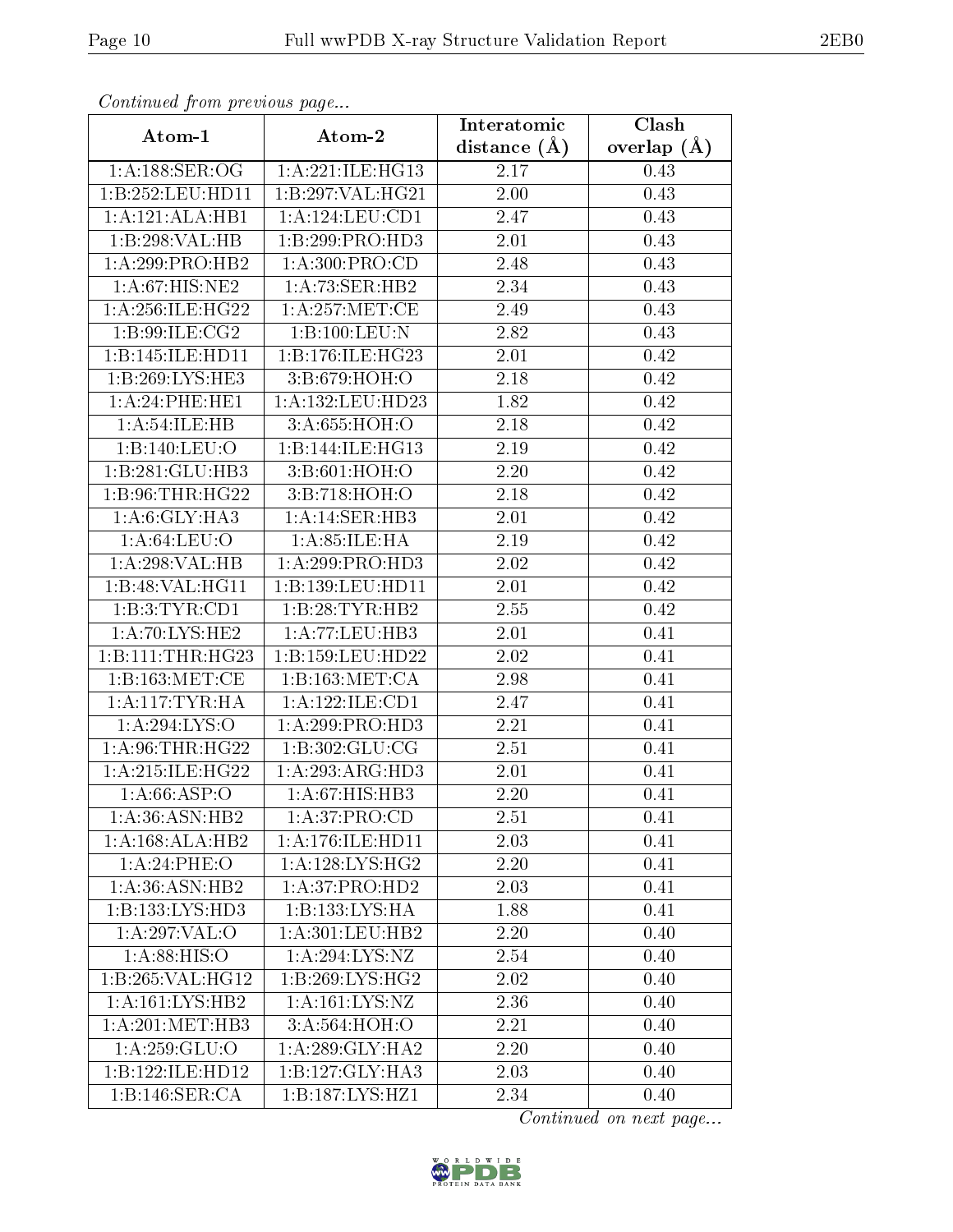*Continued from previous page...*

| Atom-1 | Atom-2 | Interatomic distance (Å) | Clash overlap (Å) |
| --- | --- | --- | --- |
| 1:A:188:SER:OG | 1:A:221:ILE:HG13 | 2.17 | 0.43 |
| 1:B:252:LEU:HD11 | 1:B:297:VAL:HG21 | 2.00 | 0.43 |
| 1:A:121:ALA:HB1 | 1:A:124:LEU:CD1 | 2.47 | 0.43 |
| 1:B:298:VAL:HB | 1:B:299:PRO:HD3 | 2.01 | 0.43 |
| 1:A:299:PRO:HB2 | 1:A:300:PRO:CD | 2.48 | 0.43 |
| 1:A:67:HIS:NE2 | 1:A:73:SER:HB2 | 2.34 | 0.43 |
| 1:A:256:ILE:HG22 | 1:A:257:MET:CE | 2.49 | 0.43 |
| 1:B:99:ILE:CG2 | 1:B:100:LEU:N | 2.82 | 0.43 |
| 1:B:145:ILE:HD11 | 1:B:176:ILE:HG23 | 2.01 | 0.42 |
| 1:B:269:LYS:HE3 | 3:B:679:HOH:O | 2.18 | 0.42 |
| 1:A:24:PHE:HE1 | 1:A:132:LEU:HD23 | 1.82 | 0.42 |
| 1:A:54:ILE:HB | 3:A:655:HOH:O | 2.18 | 0.42 |
| 1:B:140:LEU:O | 1:B:144:ILE:HG13 | 2.19 | 0.42 |
| 1:B:281:GLU:HB3 | 3:B:601:HOH:O | 2.20 | 0.42 |
| 1:B:96:THR:HG22 | 3:B:718:HOH:O | 2.18 | 0.42 |
| 1:A:6:GLY:HA3 | 1:A:14:SER:HB3 | 2.01 | 0.42 |
| 1:A:64:LEU:O | 1:A:85:ILE:HA | 2.19 | 0.42 |
| 1:A:298:VAL:HB | 1:A:299:PRO:HD3 | 2.02 | 0.42 |
| 1:B:48:VAL:HG11 | 1:B:139:LEU:HD11 | 2.01 | 0.42 |
| 1:B:3:TYR:CD1 | 1:B:28:TYR:HB2 | 2.55 | 0.42 |
| 1:A:70:LYS:HE2 | 1:A:77:LEU:HB3 | 2.01 | 0.41 |
| 1:B:111:THR:HG23 | 1:B:159:LEU:HD22 | 2.02 | 0.41 |
| 1:B:163:MET:CE | 1:B:163:MET:CA | 2.98 | 0.41 |
| 1:A:117:TYR:HA | 1:A:122:ILE:CD1 | 2.47 | 0.41 |
| 1:A:294:LYS:O | 1:A:299:PRO:HD3 | 2.21 | 0.41 |
| 1:A:96:THR:HG22 | 1:B:302:GLU:CG | 2.51 | 0.41 |
| 1:A:215:ILE:HG22 | 1:A:293:ARG:HD3 | 2.01 | 0.41 |
| 1:A:66:ASP:O | 1:A:67:HIS:HB3 | 2.20 | 0.41 |
| 1:A:36:ASN:HB2 | 1:A:37:PRO:CD | 2.51 | 0.41 |
| 1:A:168:ALA:HB2 | 1:A:176:ILE:HD11 | 2.03 | 0.41 |
| 1:A:24:PHE:O | 1:A:128:LYS:HG2 | 2.20 | 0.41 |
| 1:A:36:ASN:HB2 | 1:A:37:PRO:HD2 | 2.03 | 0.41 |
| 1:B:133:LYS:HD3 | 1:B:133:LYS:HA | 1.88 | 0.41 |
| 1:A:297:VAL:O | 1:A:301:LEU:HB2 | 2.20 | 0.40 |
| 1:A:88:HIS:O | 1:A:294:LYS:NZ | 2.54 | 0.40 |
| 1:B:265:VAL:HG12 | 1:B:269:LYS:HG2 | 2.02 | 0.40 |
| 1:A:161:LYS:HB2 | 1:A:161:LYS:NZ | 2.36 | 0.40 |
| 1:A:201:MET:HB3 | 3:A:564:HOH:O | 2.21 | 0.40 |
| 1:A:259:GLU:O | 1:A:289:GLY:HA2 | 2.20 | 0.40 |
| 1:B:122:ILE:HD12 | 1:B:127:GLY:HA3 | 2.03 | 0.40 |
| 1:B:146:SER:CA | 1:B:187:LYS:HZ1 | 2.34 | 0.40 |

*Continued on next page...*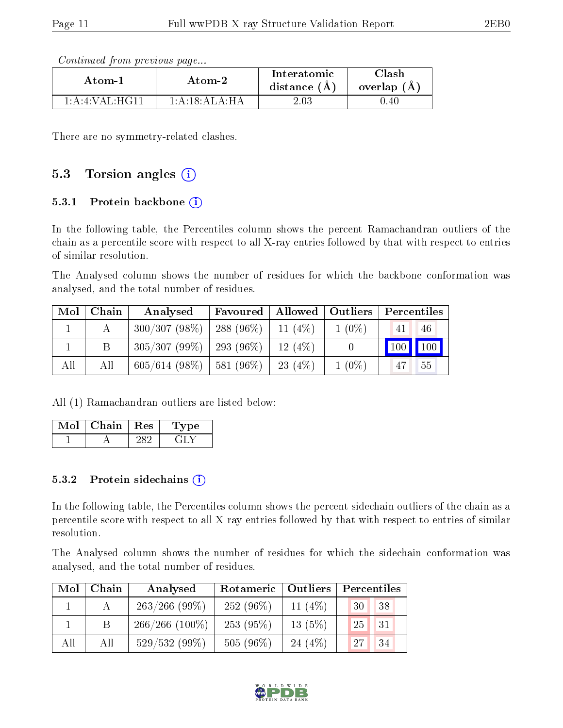*Continued from previous page...*

| Atom-1 | Atom-2 | Interatomic distance (Å) | Clash overlap (Å) |
|---|---|---|---|
| 1:A:4:VAL:HG11 | 1:A:18:ALA:HA | 2.03 | 0.40 |

There are no symmetry-related clashes.

## 5.3 Torsion angles

### 5.3.1 Protein backbone

In the following table, the Percentiles column shows the percent Ramachandran outliers of the chain as a percentile score with respect to all X-ray entries followed by that with respect to entries of similar resolution.

The Analysed column shows the number of residues for which the backbone conformation was analysed, and the total number of residues.

| Mol | Chain | Analysed | Favoured | Allowed | Outliers | Percentiles | |
|---|---|---|---|---|---|---|---|
| 1 | A | 300/307 (98%) | 288 (96%) | 11 (4%) | 1 (0%) | 41 | 46 |
| 1 | B | 305/307 (99%) | 293 (96%) | 12 (4%) | 0 | 100 | 100 |
| All | All | 605/614 (98%) | 581 (96%) | 23 (4%) | 1 (0%) | 47 | 55 |

All (1) Ramachandran outliers are listed below:

| Mol | Chain | Res | Type |
|---|---|---|---|
| 1 | A | 282 | GLY |

### 5.3.2 Protein sidechains

In the following table, the Percentiles column shows the percent sidechain outliers of the chain as a percentile score with respect to all X-ray entries followed by that with respect to entries of similar resolution.

The Analysed column shows the number of residues for which the sidechain conformation was analysed, and the total number of residues.

| Mol | Chain | Analysed | Rotameric | Outliers | Percentiles | |
|---|---|---|---|---|---|---|
| 1 | A | 263/266 (99%) | 252 (96%) | 11 (4%) | 30 | 38 |
| 1 | B | 266/266 (100%) | 253 (95%) | 13 (5%) | 25 | 31 |
| All | All | 529/532 (99%) | 505 (96%) | 24 (4%) | 27 | 34 |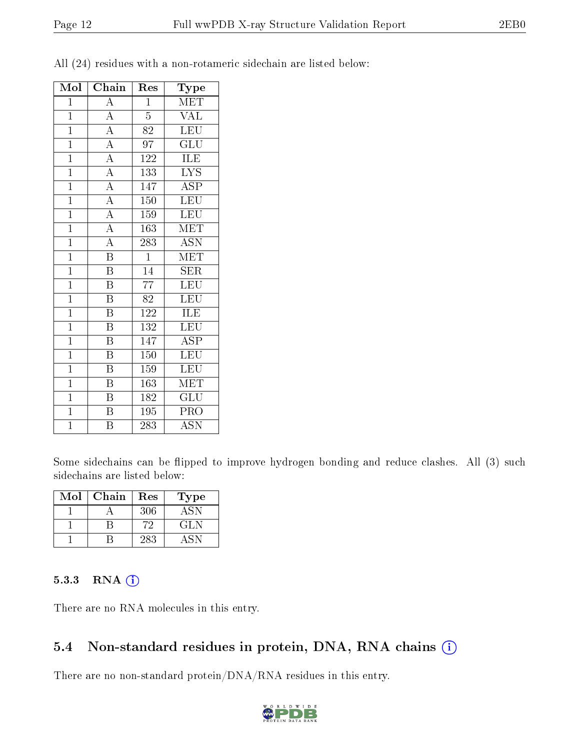All (24) residues with a non-rotameric sidechain are listed below:

| Mol | Chain | Res | Type |
|---|---|---|---|
| 1 | A | 1 | MET |
| 1 | A | 5 | VAL |
| 1 | A | 82 | LEU |
| 1 | A | 97 | GLU |
| 1 | A | 122 | ILE |
| 1 | A | 133 | LYS |
| 1 | A | 147 | ASP |
| 1 | A | 150 | LEU |
| 1 | A | 159 | LEU |
| 1 | A | 163 | MET |
| 1 | A | 283 | ASN |
| 1 | B | 1 | MET |
| 1 | B | 14 | SER |
| 1 | B | 77 | LEU |
| 1 | B | 82 | LEU |
| 1 | B | 122 | ILE |
| 1 | B | 132 | LEU |
| 1 | B | 147 | ASP |
| 1 | B | 150 | LEU |
| 1 | B | 159 | LEU |
| 1 | B | 163 | MET |
| 1 | B | 182 | GLU |
| 1 | B | 195 | PRO |
| 1 | B | 283 | ASN |

Some sidechains can be flipped to improve hydrogen bonding and reduce clashes. All (3) such sidechains are listed below:

| Mol | Chain | Res | Type |
|---|---|---|---|
| 1 | A | 306 | ASN |
| 1 | B | 72 | GLN |
| 1 | B | 283 | ASN |

### 5.3.3 RNA

There are no RNA molecules in this entry.

## 5.4 Non-standard residues in protein, DNA, RNA chains

There are no non-standard protein/DNA/RNA residues in this entry.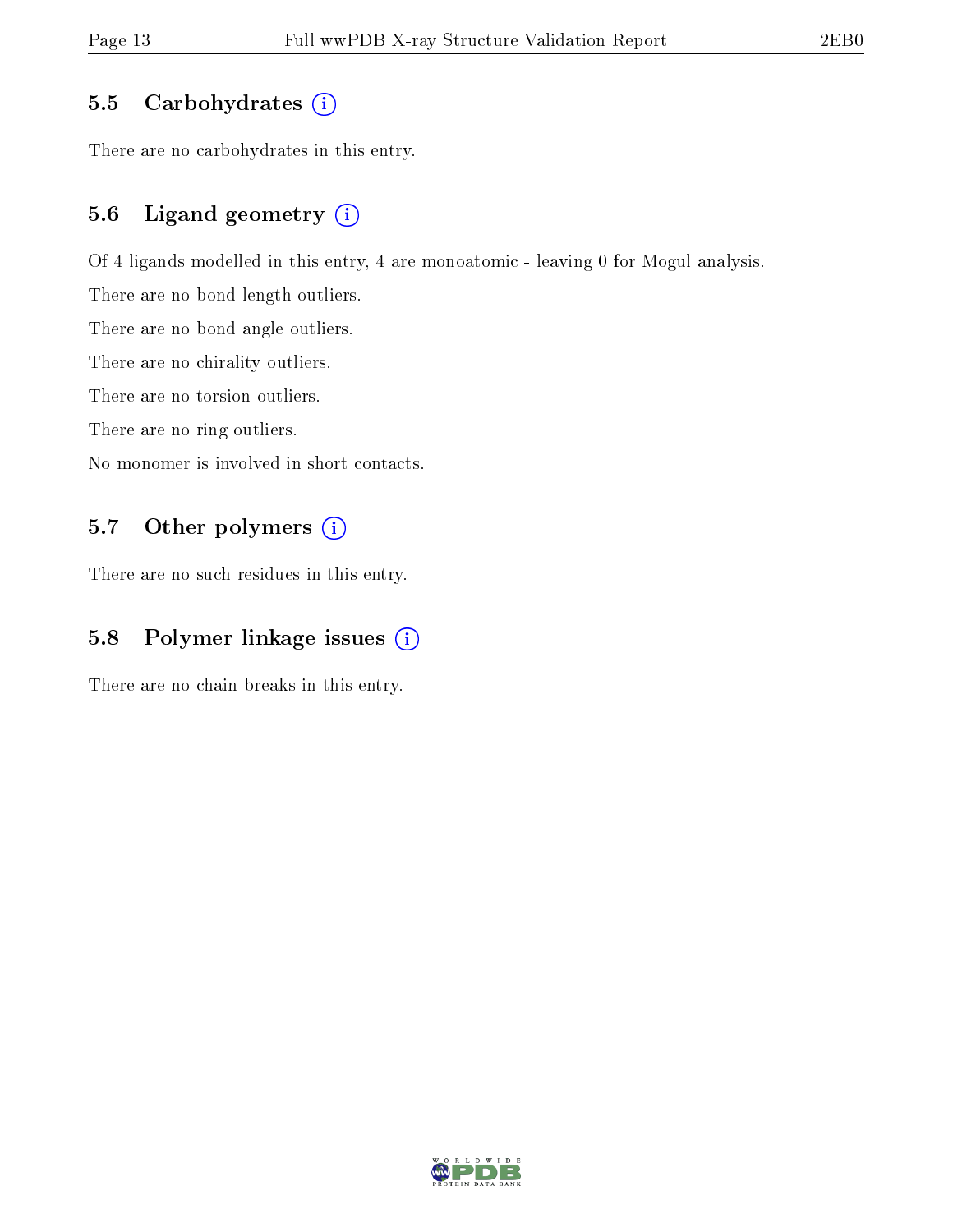## 5.5 Carbohydrates (i)

There are no carbohydrates in this entry.

## 5.6 Ligand geometry (i)

Of 4 ligands modelled in this entry, 4 are monoatomic - leaving 0 for Mogul analysis.

There are no bond length outliers.

There are no bond angle outliers.

There are no chirality outliers.

There are no torsion outliers.

There are no ring outliers.

No monomer is involved in short contacts.

## 5.7 Other polymers (i)

There are no such residues in this entry.

## 5.8 Polymer linkage issues (i)

There are no chain breaks in this entry.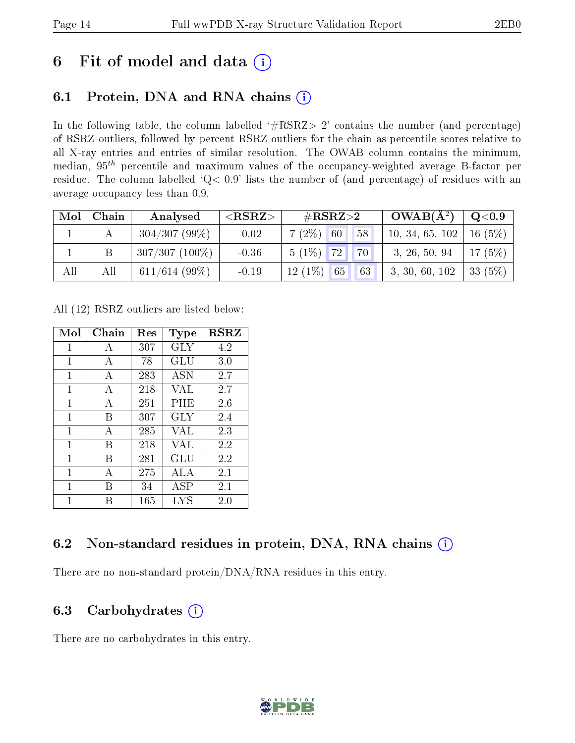# 6 Fit of model and data (i)

## 6.1 Protein, DNA and RNA chains (i)

In the following table, the column labelled '#RSRZ> 2' contains the number (and percentage) of RSRZ outliers, followed by percent RSRZ outliers for the chain as percentile scores relative to all X-ray entries and entries of similar resolution. The OWAB column contains the minimum, median, $95^{th}$ percentile and maximum values of the occupancy-weighted average B-factor per residue. The column labelled 'Q< 0.9' lists the number of (and percentage) of residues with an average occupancy less than 0.9.

| Mol | Chain | Analysed | <RSRZ> | #RSRZ>2 | | | OWAB(Å$^2$) | Q<0.9 |
|---|---|---|---|---|---|---|---|---|
| 1 | A | 304/307 (99%) | -0.02 | 7 (2%) | 60 | 58 | 10, 34, 65, 102 | 16 (5%) |
| 1 | B | 307/307 (100%) | -0.36 | 5 (1%) | 72 | 70 | 3, 26, 50, 94 | 17 (5%) |
| All | All | 611/614 (99%) | -0.19 | 12 (1%) | 65 | 63 | 3, 30, 60, 102 | 33 (5%) |

All (12) RSRZ outliers are listed below:

| Mol | Chain | Res | Type | RSRZ |
|---|---|---|---|---|
| 1 | A | 307 | GLY | 4.2 |
| 1 | A | 78 | GLU | 3.0 |
| 1 | A | 283 | ASN | 2.7 |
| 1 | A | 218 | VAL | 2.7 |
| 1 | A | 251 | PHE | 2.6 |
| 1 | B | 307 | GLY | 2.4 |
| 1 | A | 285 | VAL | 2.3 |
| 1 | B | 218 | VAL | 2.2 |
| 1 | B | 281 | GLU | 2.2 |
| 1 | A | 275 | ALA | 2.1 |
| 1 | B | 34 | ASP | 2.1 |
| 1 | B | 165 | LYS | 2.0 |

## 6.2 Non-standard residues in protein, DNA, RNA chains (i)

There are no non-standard protein/DNA/RNA residues in this entry.

## 6.3 Carbohydrates (i)

There are no carbohydrates in this entry.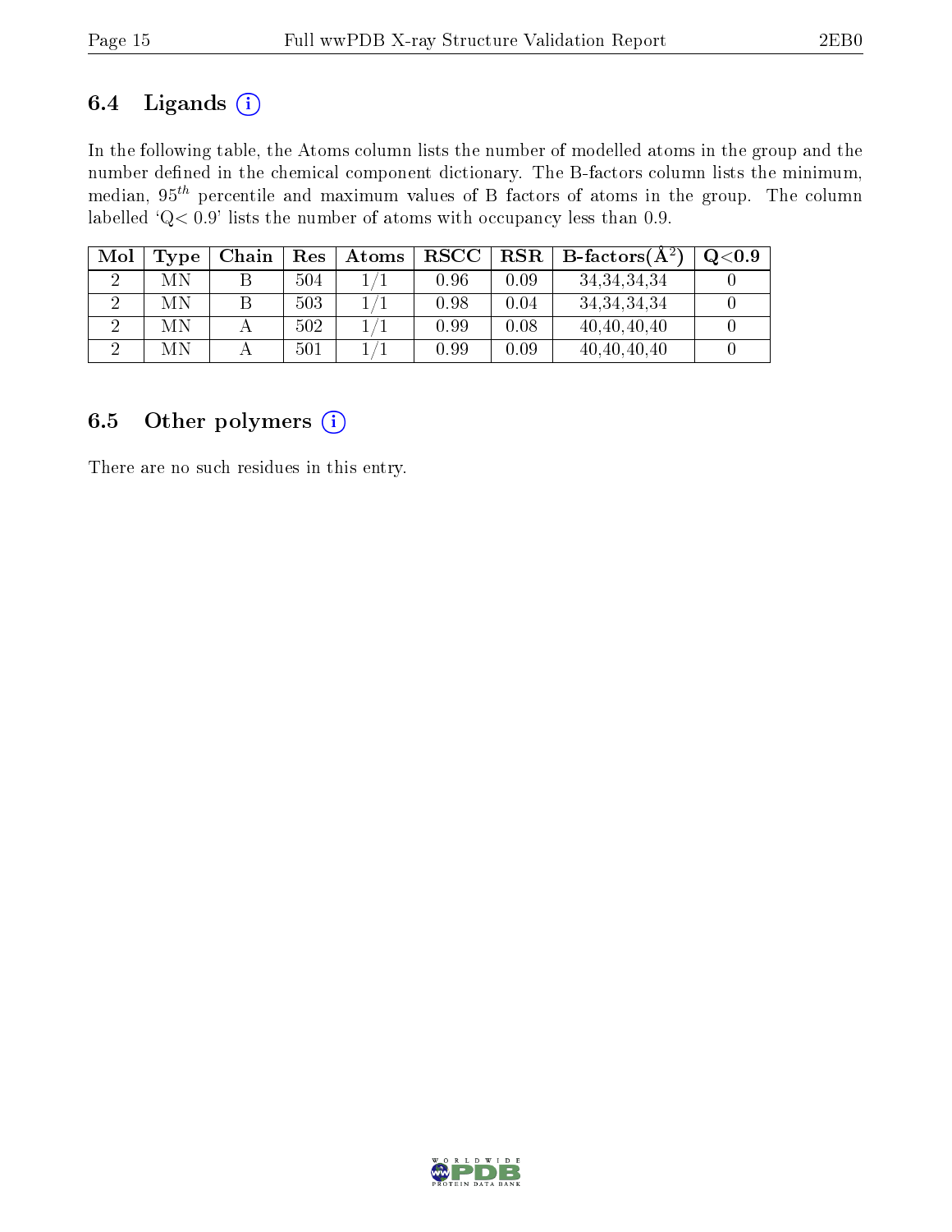## 6.4 Ligands

In the following table, the Atoms column lists the number of modelled atoms in the group and the number defined in the chemical component dictionary. The B-factors column lists the minimum, median, $95^{th}$ percentile and maximum values of B factors of atoms in the group. The column labelled 'Q< 0.9' lists the number of atoms with occupancy less than 0.9.

| Mol | Type | Chain | Res | Atoms | RSCC | RSR | B-factors(Å$^2$) | Q<0.9 |
|---|---|---|---|---|---|---|---|---|
| 2 | MN | B | 504 | 1/1 | 0.96 | 0.09 | 34,34,34,34 | 0 |
| 2 | MN | B | 503 | 1/1 | 0.98 | 0.04 | 34,34,34,34 | 0 |
| 2 | MN | A | 502 | 1/1 | 0.99 | 0.08 | 40,40,40,40 | 0 |
| 2 | MN | A | 501 | 1/1 | 0.99 | 0.09 | 40,40,40,40 | 0 |

## 6.5 Other polymers

There are no such residues in this entry.